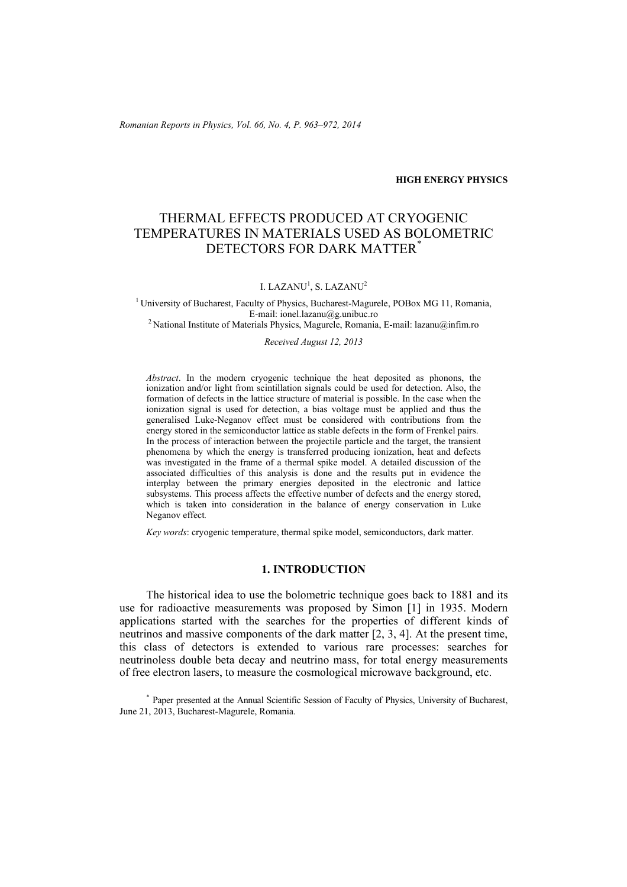**HIGH ENERGY PHYSICS**

# THERMAL EFFECTS PRODUCED AT CRYOGENIC TEMPERATURES IN MATERIALS USED AS BOLOMETRIC DETECTORS FOR DARK MATTER*

I. LAZANU[1], S. LAZANU[2]

[1] University of Bucharest, Faculty of Physics, Bucharest-Magurele, POBox MG 11, Romania, E-mail: ionel.lazanu@g.unibuc.ro
[2] National Institute of Materials Physics, Magurele, Romania, E-mail: lazanu@infim.ro

*Received August 12, 2013*

*Abstract*. In the modern cryogenic technique the heat deposited as phonons, the ionization and/or light from scintillation signals could be used for detection. Also, the formation of defects in the lattice structure of material is possible. In the case when the ionization signal is used for detection, a bias voltage must be applied and thus the generalised Luke-Neganov effect must be considered with contributions from the energy stored in the semiconductor lattice as stable defects in the form of Frenkel pairs. In the process of interaction between the projectile particle and the target, the transient phenomena by which the energy is transferred producing ionization, heat and defects was investigated in the frame of a thermal spike model. A detailed discussion of the associated difficulties of this analysis is done and the results put in evidence the interplay between the primary energies deposited in the electronic and lattice subsystems. This process affects the effective number of defects and the energy stored, which is taken into consideration in the balance of energy conservation in Luke Neganov effect.

*Key words*: cryogenic temperature, thermal spike model, semiconductors, dark matter.

## 1. INTRODUCTION

The historical idea to use the bolometric technique goes back to 1881 and its use for radioactive measurements was proposed by Simon [1] in 1935. Modern applications started with the searches for the properties of different kinds of neutrinos and massive components of the dark matter [2, 3, 4]. At the present time, this class of detectors is extended to various rare processes: searches for neutrinoless double beta decay and neutrino mass, for total energy measurements of free electron lasers, to measure the cosmological microwave background, etc.

* Paper presented at the Annual Scientific Session of Faculty of Physics, University of Bucharest, June 21, 2013, Bucharest-Magurele, Romania.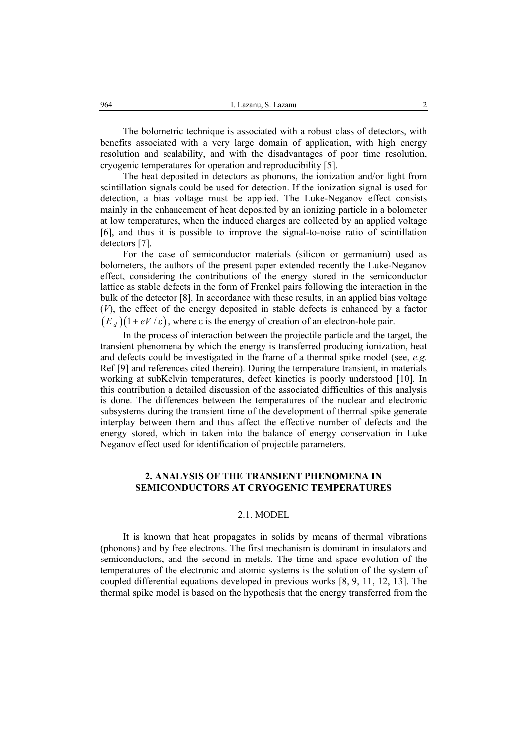The bolometric technique is associated with a robust class of detectors, with benefits associated with a very large domain of application, with high energy resolution and scalability, and with the disadvantages of poor time resolution, cryogenic temperatures for operation and reproducibility [5].

The heat deposited in detectors as phonons, the ionization and/or light from scintillation signals could be used for detection. If the ionization signal is used for detection, a bias voltage must be applied. The Luke-Neganov effect consists mainly in the enhancement of heat deposited by an ionizing particle in a bolometer at low temperatures, when the induced charges are collected by an applied voltage [6], and thus it is possible to improve the signal-to-noise ratio of scintillation detectors [7].

For the case of semiconductor materials (silicon or germanium) used as bolometers, the authors of the present paper extended recently the Luke-Neganov effect, considering the contributions of the energy stored in the semiconductor lattice as stable defects in the form of Frenkel pairs following the interaction in the bulk of the detector [8]. In accordance with these results, in an applied bias voltage ($V$), the effect of the energy deposited in stable defects is enhanced by a factor $\left(E_d\right)\left(1+eV/\varepsilon\right)$, where ε is the energy of creation of an electron-hole pair.

In the process of interaction between the projectile particle and the target, the transient phenomena by which the energy is transferred producing ionization, heat and defects could be investigated in the frame of a thermal spike model (see, *e.g.* Ref [9] and references cited therein). During the temperature transient, in materials working at subKelvin temperatures, defect kinetics is poorly understood [10]. In this contribution a detailed discussion of the associated difficulties of this analysis is done. The differences between the temperatures of the nuclear and electronic subsystems during the transient time of the development of thermal spike generate interplay between them and thus affect the effective number of defects and the energy stored, which in taken into the balance of energy conservation in Luke Neganov effect used for identification of projectile parameters*.*

## 2. ANALYSIS OF THE TRANSIENT PHENOMENA IN SEMICONDUCTORS AT CRYOGENIC TEMPERATURES

### 2.1. MODEL

It is known that heat propagates in solids by means of thermal vibrations (phonons) and by free electrons. The first mechanism is dominant in insulators and semiconductors, and the second in metals. The time and space evolution of the temperatures of the electronic and atomic systems is the solution of the system of coupled differential equations developed in previous works [8, 9, 11, 12, 13]. The thermal spike model is based on the hypothesis that the energy transferred from the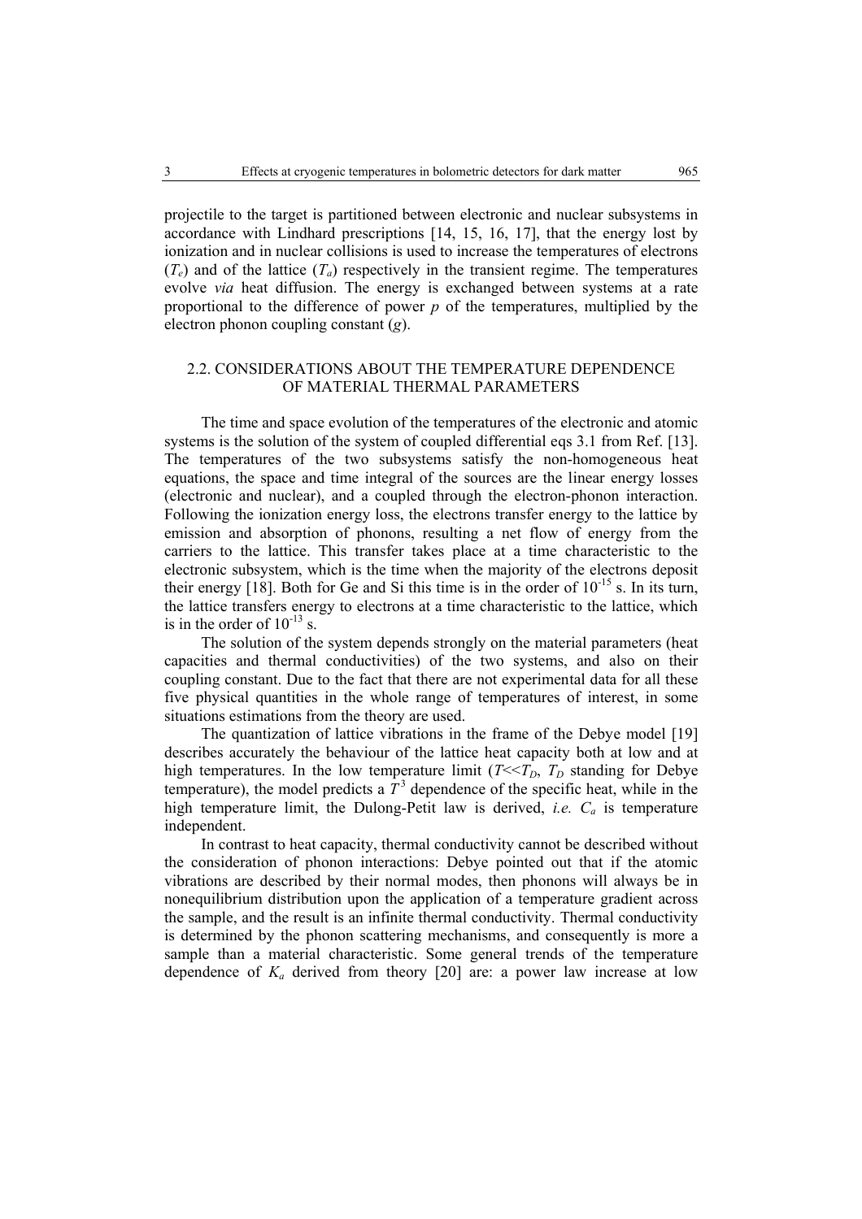projectile to the target is partitioned between electronic and nuclear subsystems in accordance with Lindhard prescriptions [14, 15, 16, 17], that the energy lost by ionization and in nuclear collisions is used to increase the temperatures of electrons ($T_e$) and of the lattice ($T_a$) respectively in the transient regime. The temperatures evolve *via* heat diffusion. The energy is exchanged between systems at a rate proportional to the difference of power $p$ of the temperatures, multiplied by the electron phonon coupling constant ($g$).

### 2.2. CONSIDERATIONS ABOUT THE TEMPERATURE DEPENDENCE OF MATERIAL THERMAL PARAMETERS

The time and space evolution of the temperatures of the electronic and atomic systems is the solution of the system of coupled differential eqs 3.1 from Ref. [13]. The temperatures of the two subsystems satisfy the non-homogeneous heat equations, the space and time integral of the sources are the linear energy losses (electronic and nuclear), and a coupled through the electron-phonon interaction. Following the ionization energy loss, the electrons transfer energy to the lattice by emission and absorption of phonons, resulting a net flow of energy from the carriers to the lattice. This transfer takes place at a time characteristic to the electronic subsystem, which is the time when the majority of the electrons deposit their energy [18]. Both for Ge and Si this time is in the order of $10^{-15}$ s. In its turn, the lattice transfers energy to electrons at a time characteristic to the lattice, which is in the order of $10^{-13}$ s.

The solution of the system depends strongly on the material parameters (heat capacities and thermal conductivities) of the two systems, and also on their coupling constant. Due to the fact that there are not experimental data for all these five physical quantities in the whole range of temperatures of interest, in some situations estimations from the theory are used.

The quantization of lattice vibrations in the frame of the Debye model [19] describes accurately the behaviour of the lattice heat capacity both at low and at high temperatures. In the low temperature limit ($T \ll T_D$, $T_D$ standing for Debye temperature), the model predicts a $T^3$ dependence of the specific heat, while in the high temperature limit, the Dulong-Petit law is derived, *i.e.* $C_a$ is temperature independent.

In contrast to heat capacity, thermal conductivity cannot be described without the consideration of phonon interactions: Debye pointed out that if the atomic vibrations are described by their normal modes, then phonons will always be in nonequilibrium distribution upon the application of a temperature gradient across the sample, and the result is an infinite thermal conductivity. Thermal conductivity is determined by the phonon scattering mechanisms, and consequently is more a sample than a material characteristic. Some general trends of the temperature dependence of $K_a$ derived from theory [20] are: a power law increase at low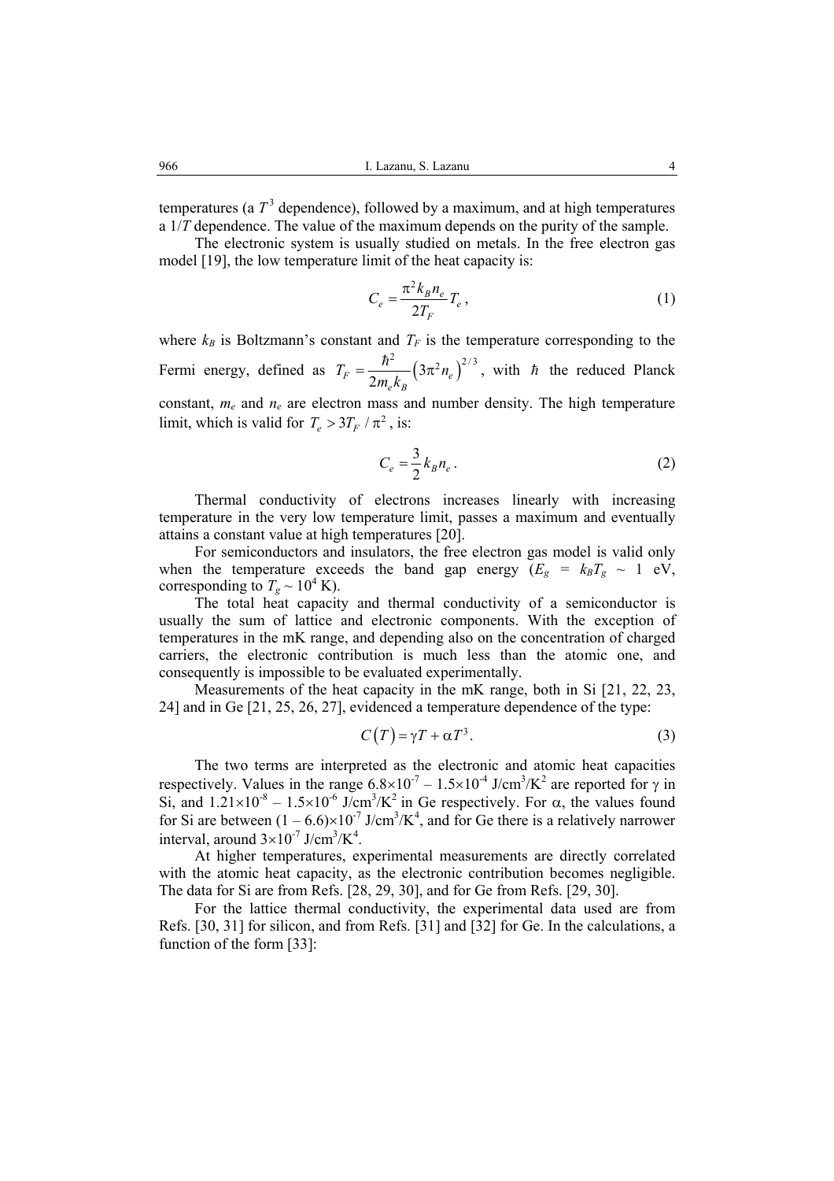temperatures (a $T^3$ dependence), followed by a maximum, and at high temperatures a $1/T$ dependence. The value of the maximum depends on the purity of the sample.

The electronic system is usually studied on metals. In the free electron gas model [19], the low temperature limit of the heat capacity is:

$$C_e = \frac{\pi^2 k_B n_e}{2T_F} T_e , \tag{1}$$

where $k_B$ is Boltzmann's constant and $T_F$ is the temperature corresponding to the Fermi energy, defined as $T_F = \frac{\hbar^2}{2m_e k_B}\left(3\pi^2 n_e\right)^{2/3}$, with $\hbar$ the reduced Planck constant, $m_e$ and $n_e$ are electron mass and number density. The high temperature limit, which is valid for $T_e > 3T_F / \pi^2$, is:

$$C_e = \frac{3}{2} k_B n_e . \tag{2}$$

Thermal conductivity of electrons increases linearly with increasing temperature in the very low temperature limit, passes a maximum and eventually attains a constant value at high temperatures [20].

For semiconductors and insulators, the free electron gas model is valid only when the temperature exceeds the band gap energy ($E_g = k_B T_g \sim 1$ eV, corresponding to $T_g \sim 10^4$ K).

The total heat capacity and thermal conductivity of a semiconductor is usually the sum of lattice and electronic components. With the exception of temperatures in the mK range, and depending also on the concentration of charged carriers, the electronic contribution is much less than the atomic one, and consequently is impossible to be evaluated experimentally.

Measurements of the heat capacity in the mK range, both in Si [21, 22, 23, 24] and in Ge [21, 25, 26, 27], evidenced a temperature dependence of the type:

$$C\left(T\right) = \gamma T + \alpha T^3 . \tag{3}$$

The two terms are interpreted as the electronic and atomic heat capacities respectively. Values in the range $6.8\times10^{-7} - 1.5\times10^{-4}$ J/cm$^3$/K$^2$ are reported for $\gamma$ in Si, and $1.21\times10^{-8} - 1.5\times10^{-6}$ J/cm$^3$/K$^2$ in Ge respectively. For $\alpha$, the values found for Si are between $(1 - 6.6)\times10^{-7}$ J/cm$^3$/K$^4$, and for Ge there is a relatively narrower interval, around $3\times10^{-7}$ J/cm$^3$/K$^4$.

At higher temperatures, experimental measurements are directly correlated with the atomic heat capacity, as the electronic contribution becomes negligible. The data for Si are from Refs. [28, 29, 30], and for Ge from Refs. [29, 30].

For the lattice thermal conductivity, the experimental data used are from Refs. [30, 31] for silicon, and from Refs. [31] and [32] for Ge. In the calculations, a function of the form [33]: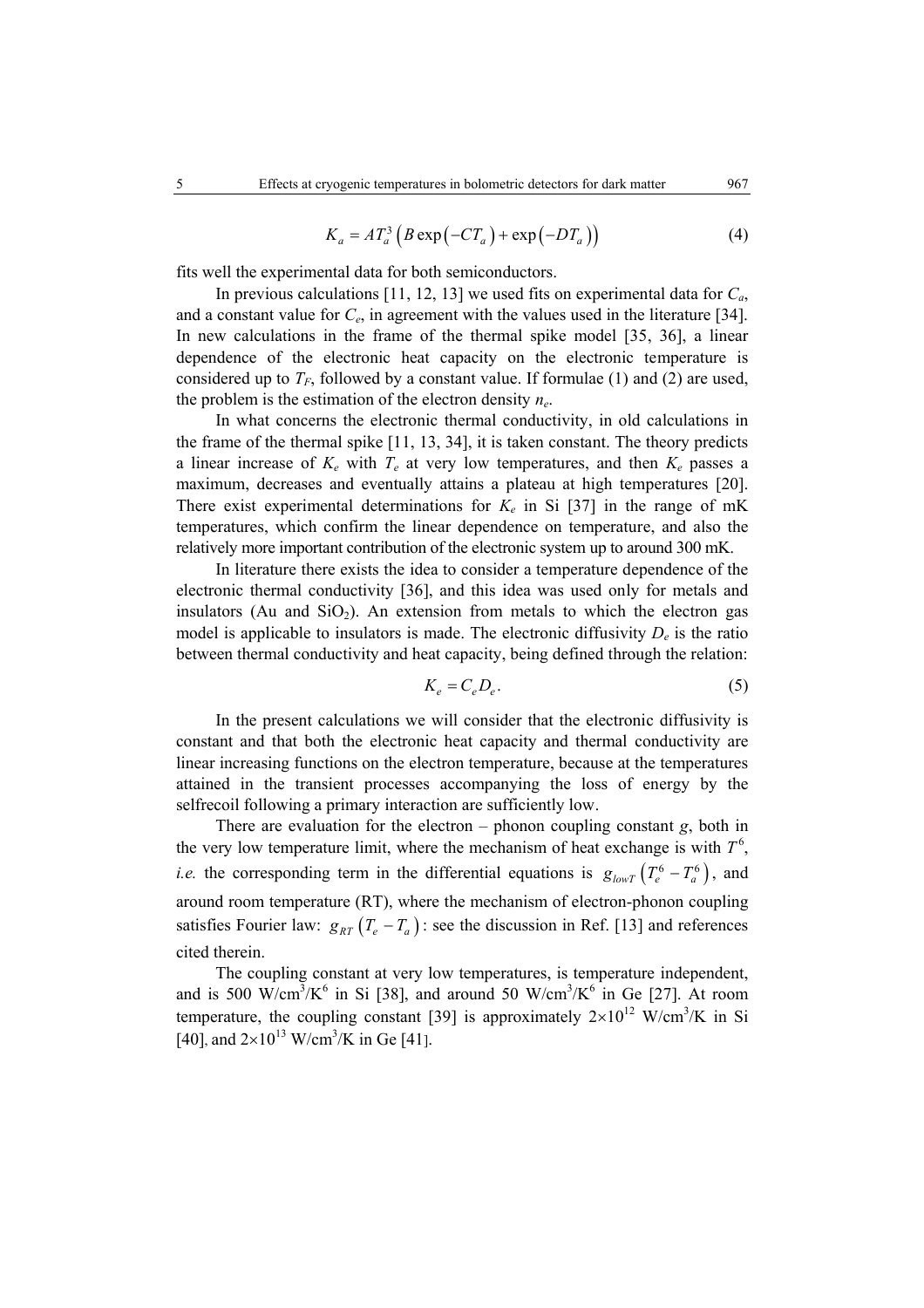$$K_a = AT_a^3 \left( B \exp\left(-CT_a\right) + \exp\left(-DT_a\right) \right) \tag{4}$$

fits well the experimental data for both semiconductors.

In previous calculations [11, 12, 13] we used fits on experimental data for $C_a$, and a constant value for $C_e$, in agreement with the values used in the literature [34]. In new calculations in the frame of the thermal spike model [35, 36], a linear dependence of the electronic heat capacity on the electronic temperature is considered up to $T_F$, followed by a constant value. If formulae (1) and (2) are used, the problem is the estimation of the electron density $n_e$.

In what concerns the electronic thermal conductivity, in old calculations in the frame of the thermal spike [11, 13, 34], it is taken constant. The theory predicts a linear increase of $K_e$ with $T_e$ at very low temperatures, and then $K_e$ passes a maximum, decreases and eventually attains a plateau at high temperatures [20]. There exist experimental determinations for $K_e$ in Si [37] in the range of mK temperatures, which confirm the linear dependence on temperature, and also the relatively more important contribution of the electronic system up to around 300 mK.

In literature there exists the idea to consider a temperature dependence of the electronic thermal conductivity [36], and this idea was used only for metals and insulators (Au and $SiO_2$). An extension from metals to which the electron gas model is applicable to insulators is made. The electronic diffusivity $D_e$ is the ratio between thermal conductivity and heat capacity, being defined through the relation:

$$K_e = C_e D_e. \tag{5}$$

In the present calculations we will consider that the electronic diffusivity is constant and that both the electronic heat capacity and thermal conductivity are linear increasing functions on the electron temperature, because at the temperatures attained in the transient processes accompanying the loss of energy by the selfrecoil following a primary interaction are sufficiently low.

There are evaluation for the electron – phonon coupling constant $g$, both in the very low temperature limit, where the mechanism of heat exchange is with $T^6$, *i.e.* the corresponding term in the differential equations is $g_{lowT}\left(T_e^6 - T_a^6\right)$, and around room temperature (RT), where the mechanism of electron-phonon coupling satisfies Fourier law: $g_{RT}\left(T_e - T_a\right)$: see the discussion in Ref. [13] and references cited therein.

The coupling constant at very low temperatures, is temperature independent, and is 500 W/cm$^3$/K$^6$ in Si [38], and around 50 W/cm$^3$/K$^6$ in Ge [27]. At room temperature, the coupling constant [39] is approximately $2\times10^{12}$ W/cm$^3$/K in Si [40], and $2\times10^{13}$ W/cm$^3$/K in Ge [41].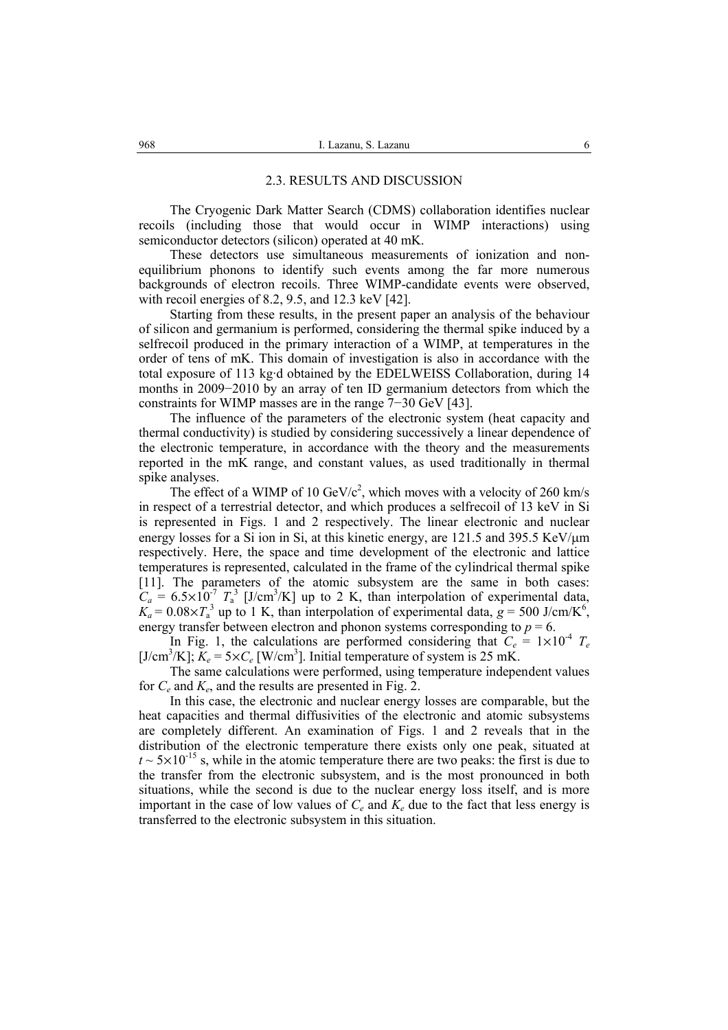### 2.3. RESULTS AND DISCUSSION

The Cryogenic Dark Matter Search (CDMS) collaboration identifies nuclear recoils (including those that would occur in WIMP interactions) using semiconductor detectors (silicon) operated at 40 mK.

These detectors use simultaneous measurements of ionization and non-equilibrium phonons to identify such events among the far more numerous backgrounds of electron recoils. Three WIMP-candidate events were observed, with recoil energies of 8.2, 9.5, and 12.3 keV [42].

Starting from these results, in the present paper an analysis of the behaviour of silicon and germanium is performed, considering the thermal spike induced by a selfrecoil produced in the primary interaction of a WIMP, at temperatures in the order of tens of mK. This domain of investigation is also in accordance with the total exposure of 113 kg·d obtained by the EDELWEISS Collaboration, during 14 months in 2009−2010 by an array of ten ID germanium detectors from which the constraints for WIMP masses are in the range 7−30 GeV [43].

The influence of the parameters of the electronic system (heat capacity and thermal conductivity) is studied by considering successively a linear dependence of the electronic temperature, in accordance with the theory and the measurements reported in the mK range, and constant values, as used traditionally in thermal spike analyses.

The effect of a WIMP of 10 GeV/c$^2$, which moves with a velocity of 260 km/s in respect of a terrestrial detector, and which produces a selfrecoil of 13 keV in Si is represented in Figs. 1 and 2 respectively. The linear electronic and nuclear energy losses for a Si ion in Si, at this kinetic energy, are 121.5 and 395.5 KeV/μm respectively. Here, the space and time development of the electronic and lattice temperatures is represented, calculated in the frame of the cylindrical thermal spike [11]. The parameters of the atomic subsystem are the same in both cases: $C_a = 6.5\times10^{-7}\ T_a^3$ [J/cm$^3$/K] up to 2 K, than interpolation of experimental data, $K_a = 0.08\times T_a^3$ up to 1 K, than interpolation of experimental data, $g = 500$ J/cm/K$^6$, energy transfer between electron and phonon systems corresponding to $p = 6$.

In Fig. 1, the calculations are performed considering that $C_e = 1\times10^{-4}\ T_e$ [J/cm$^3$/K]; $K_e = 5\times C_e$ [W/cm$^3$]. Initial temperature of system is 25 mK.

The same calculations were performed, using temperature independent values for $C_e$ and $K_e$, and the results are presented in Fig. 2.

In this case, the electronic and nuclear energy losses are comparable, but the heat capacities and thermal diffusivities of the electronic and atomic subsystems are completely different. An examination of Figs. 1 and 2 reveals that in the distribution of the electronic temperature there exists only one peak, situated at $t \sim 5\times10^{-15}$ s, while in the atomic temperature there are two peaks: the first is due to the transfer from the electronic subsystem, and is the most pronounced in both situations, while the second is due to the nuclear energy loss itself, and is more important in the case of low values of $C_e$ and $K_e$ due to the fact that less energy is transferred to the electronic subsystem in this situation.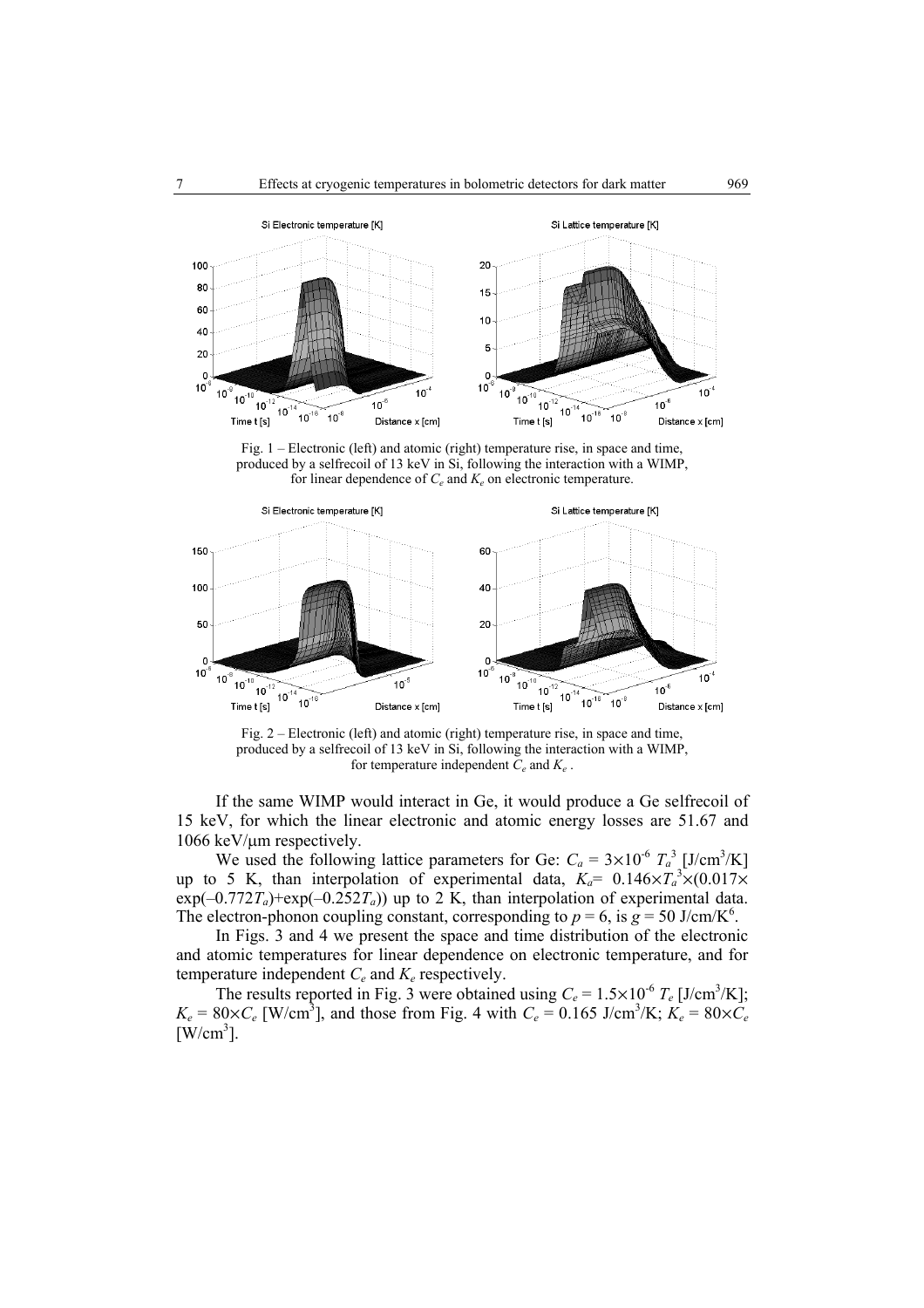Fig. 1 – Electronic (left) and atomic (right) temperature rise, in space and time, produced by a selfrecoil of 13 keV in Si, following the interaction with a WIMP, for linear dependence of $C_e$ and $K_e$ on electronic temperature.

Fig. 2 – Electronic (left) and atomic (right) temperature rise, in space and time, produced by a selfrecoil of 13 keV in Si, following the interaction with a WIMP, for temperature independent $C_e$ and $K_e$ .

If the same WIMP would interact in Ge, it would produce a Ge selfrecoil of 15 keV, for which the linear electronic and atomic energy losses are 51.67 and 1066 keV/μm respectively.

We used the following lattice parameters for Ge: $C_a = 3\times10^{-6}\ T_a^3$ [J/cm$^3$/K] up to 5 K, than interpolation of experimental data, $K_a = 0.146\times T_a^3\times(0.017\times\exp(-0.772T_a)+\exp(-0.252T_a))$ up to 2 K, than interpolation of experimental data. The electron-phonon coupling constant, corresponding to $p = 6$, is $g = 50$ J/cm/K$^6$.

In Figs. 3 and 4 we present the space and time distribution of the electronic and atomic temperatures for linear dependence on electronic temperature, and for temperature independent $C_e$ and $K_e$ respectively.

The results reported in Fig. 3 were obtained using $C_e = 1.5\times10^{-6}\ T_e$ [J/cm$^3$/K]; $K_e = 80\times C_e$ [W/cm$^3$], and those from Fig. 4 with $C_e = 0.165$ J/cm$^3$/K; $K_e = 80\times C_e$ [W/cm$^3$].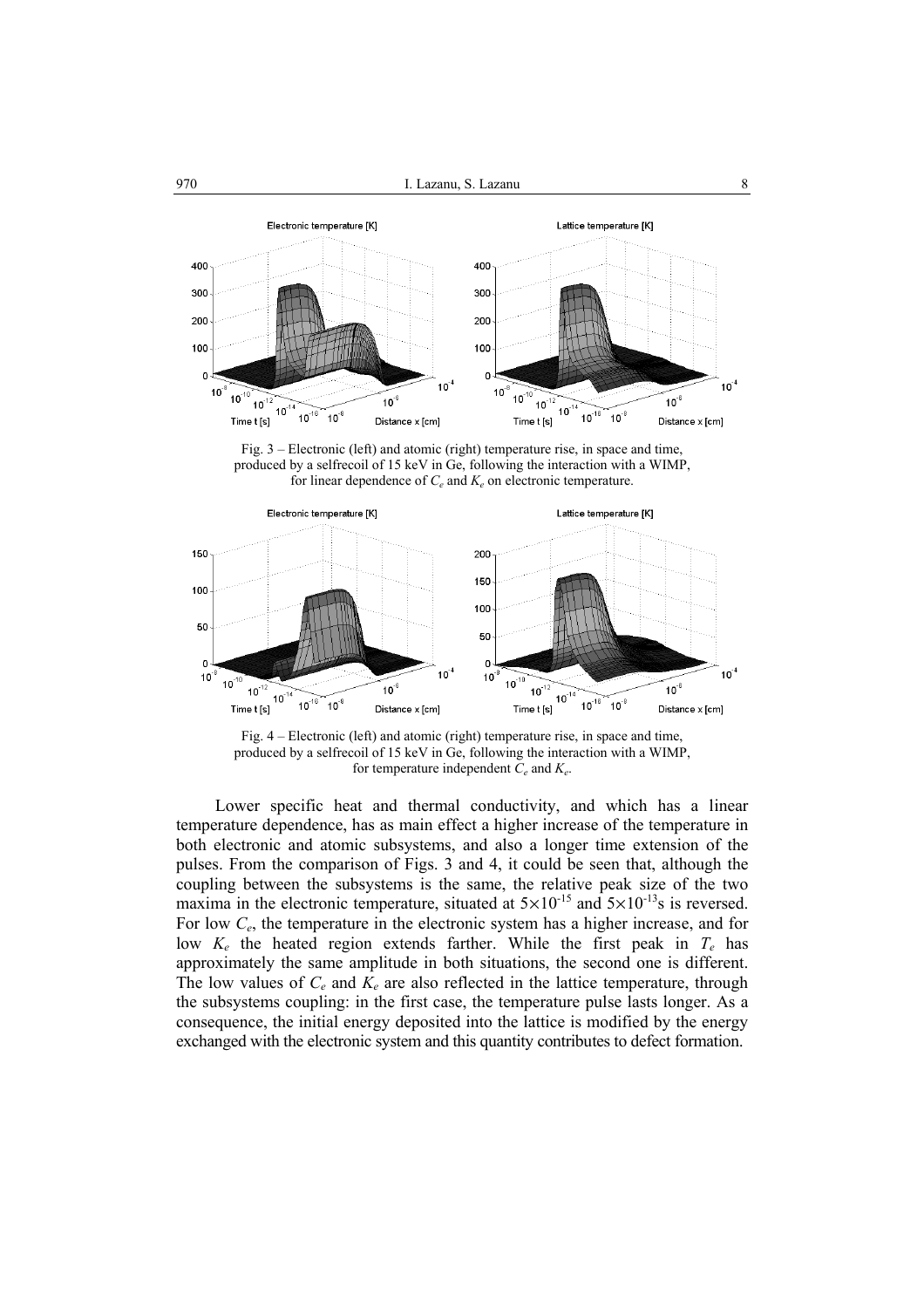Fig. 3 – Electronic (left) and atomic (right) temperature rise, in space and time, produced by a selfrecoil of 15 keV in Ge, following the interaction with a WIMP, for linear dependence of $C_e$ and $K_e$ on electronic temperature.

Fig. 4 – Electronic (left) and atomic (right) temperature rise, in space and time, produced by a selfrecoil of 15 keV in Ge, following the interaction with a WIMP, for temperature independent $C_e$ and $K_e$.

Lower specific heat and thermal conductivity, and which has a linear temperature dependence, has as main effect a higher increase of the temperature in both electronic and atomic subsystems, and also a longer time extension of the pulses. From the comparison of Figs. 3 and 4, it could be seen that, although the coupling between the subsystems is the same, the relative peak size of the two maxima in the electronic temperature, situated at $5\times10^{-15}$ and $5\times10^{-13}$s is reversed. For low $C_e$, the temperature in the electronic system has a higher increase, and for low $K_e$ the heated region extends farther. While the first peak in $T_e$ has approximately the same amplitude in both situations, the second one is different. The low values of $C_e$ and $K_e$ are also reflected in the lattice temperature, through the subsystems coupling: in the first case, the temperature pulse lasts longer. As a consequence, the initial energy deposited into the lattice is modified by the energy exchanged with the electronic system and this quantity contributes to defect formation.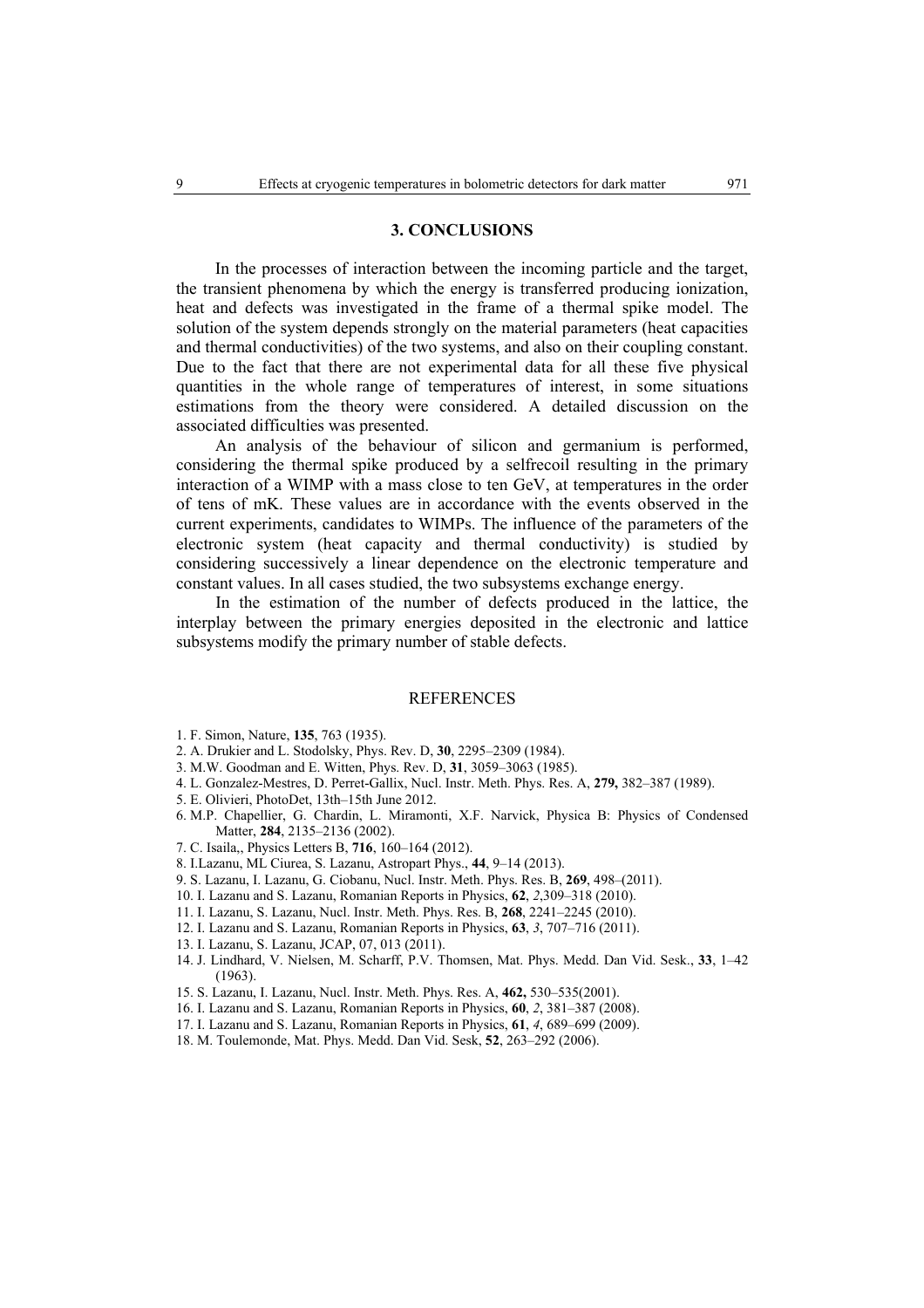## 3. CONCLUSIONS

In the processes of interaction between the incoming particle and the target, the transient phenomena by which the energy is transferred producing ionization, heat and defects was investigated in the frame of a thermal spike model. The solution of the system depends strongly on the material parameters (heat capacities and thermal conductivities) of the two systems, and also on their coupling constant. Due to the fact that there are not experimental data for all these five physical quantities in the whole range of temperatures of interest, in some situations estimations from the theory were considered. A detailed discussion on the associated difficulties was presented.

An analysis of the behaviour of silicon and germanium is performed, considering the thermal spike produced by a selfrecoil resulting in the primary interaction of a WIMP with a mass close to ten GeV, at temperatures in the order of tens of mK. These values are in accordance with the events observed in the current experiments, candidates to WIMPs. The influence of the parameters of the electronic system (heat capacity and thermal conductivity) is studied by considering successively a linear dependence on the electronic temperature and constant values. In all cases studied, the two subsystems exchange energy.

In the estimation of the number of defects produced in the lattice, the interplay between the primary energies deposited in the electronic and lattice subsystems modify the primary number of stable defects.

## REFERENCES

1. F. Simon, Nature, **135**, 763 (1935).
2. A. Drukier and L. Stodolsky, Phys. Rev. D, **30**, 2295–2309 (1984).
3. M.W. Goodman and E. Witten, Phys. Rev. D, **31**, 3059–3063 (1985).
4. L. Gonzalez-Mestres, D. Perret-Gallix, Nucl. Instr. Meth. Phys. Res. A, **279,** 382–387 (1989).
5. E. Olivieri, PhotoDet, 13th–15th June 2012.
6. M.P. Chapellier, G. Chardin, L. Miramonti, X.F. Narvick, Physica B: Physics of Condensed Matter, **284**, 2135–2136 (2002).
7. C. Isaila,, Physics Letters B, **716**, 160–164 (2012).
8. I.Lazanu, ML Ciurea, S. Lazanu, Astropart Phys., **44**, 9–14 (2013).
9. S. Lazanu, I. Lazanu, G. Ciobanu, Nucl. Instr. Meth. Phys. Res. B, **269**, 498–(2011).
10. I. Lazanu and S. Lazanu, Romanian Reports in Physics, **62**, *2*,309–318 (2010).
11. I. Lazanu, S. Lazanu, Nucl. Instr. Meth. Phys. Res. B, **268**, 2241–2245 (2010).
12. I. Lazanu and S. Lazanu, Romanian Reports in Physics, **63**, *3*, 707–716 (2011).
13. I. Lazanu, S. Lazanu, JCAP, 07, 013 (2011).
14. J. Lindhard, V. Nielsen, M. Scharff, P.V. Thomsen, Mat. Phys. Medd. Dan Vid. Sesk., **33**, 1–42 (1963).
15. S. Lazanu, I. Lazanu, Nucl. Instr. Meth. Phys. Res. A, **462,** 530–535(2001).
16. I. Lazanu and S. Lazanu, Romanian Reports in Physics, **60**, *2*, 381–387 (2008).
17. I. Lazanu and S. Lazanu, Romanian Reports in Physics, **61**, *4*, 689–699 (2009).
18. M. Toulemonde, Mat. Phys. Medd. Dan Vid. Sesk, **52**, 263–292 (2006).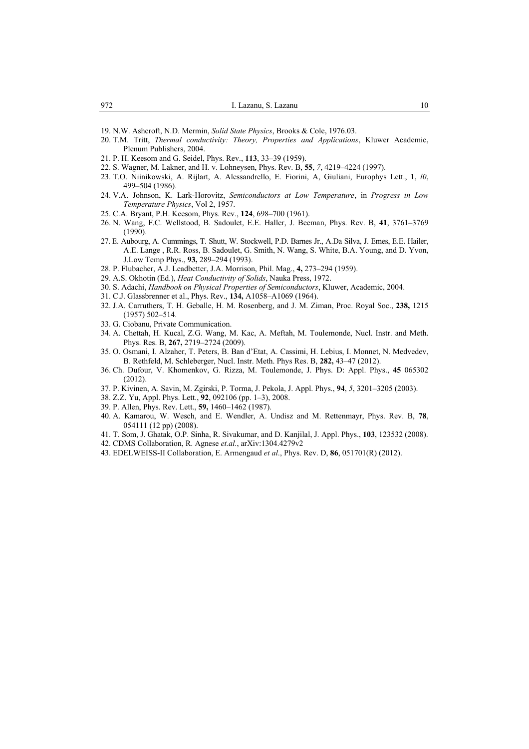19. N.W. Ashcroft, N.D. Mermin, *Solid State Physics*, Brooks & Cole, 1976.03.
20. T.M. Tritt, *Thermal conductivity: Theory, Properties and Applications*, Kluwer Academic, Plenum Publishers, 2004.
21. P. H. Keesom and G. Seidel, Phys. Rev., **113**, 33–39 (1959).
22. S. Wagner, M. Lakner, and H. v. Lohneysen, Phys. Rev. B, **55**, *7*, 4219–4224 (1997).
23. T.O. Niinikowski, A. Rijlart, A. Alessandrello, E. Fiorini, A, Giuliani, Europhys Lett., **1**, *l0*, 499–504 (1986).
24. V.A. Johnson, K. Lark-Horovitz, *Semiconductors at Low Temperature*, in *Progress in Low Temperature Physics*, Vol 2, 1957.
25. C.A. Bryant, P.H. Keesom, Phys. Rev., **124**, 698–700 (1961).
26. N. Wang, F.C. Wellstood, B. Sadoulet, E.E. Haller, J. Beeman, Phys. Rev. B, **41**, 3761–3769 (1990).
27. E. Aubourg, A. Cummings, T. Shutt, W. Stockwell, P.D. Barnes Jr., A.Da Silva, J. Emes, E.E. Hailer, A.E. Lange , R.R. Ross, B. Sadoulet, G. Smith, N. Wang, S. White, B.A. Young, and D. Yvon, J.Low Temp Phys., **93,** 289–294 (1993).
28. P. Flubacher, A.J. Leadbetter, J.A. Morrison, Phil. Mag., **4,** 273–294 (1959).
29. A.S. Okhotin (Ed.), *Heat Conductivity of Solids*, Nauka Press, 1972.
30. S. Adachi, *Handbook on Physical Properties of Semiconductors*, Kluwer, Academic, 2004.
31. C.J. Glassbrenner et al., Phys. Rev., **134,** A1058–A1069 (1964).
32. J.A. Carruthers, T. H. Geballe, H. M. Rosenberg, and J. M. Ziman, Proc. Royal Soc., **238,** 1215 (1957) 502–514.
33. G. Ciobanu, Private Communication.
34. A. Chettah, H. Kucal, Z.G. Wang, M. Kac, A. Meftah, M. Toulemonde, Nucl. Instr. and Meth. Phys. Res. B, **267,** 2719–2724 (2009).
35. O. Osmani, I. Alzaher, T. Peters, B. Ban d'Etat, A. Cassimi, H. Lebius, I. Monnet, N. Medvedev, B. Rethfeld, M. Schleberger, Nucl. Instr. Meth. Phys Res. B, **282,** 43–47 (2012).
36. Ch. Dufour, V. Khomenkov, G. Rizza, M. Toulemonde, J. Phys. D: Appl. Phys., **45** 065302 (2012).
37. P. Kivinen, A. Savin, M. Zgirski, P. Torma, J. Pekola, J. Appl. Phys., **94**, *5*, 3201–3205 (2003).
38. Z.Z. Yu, Appl. Phys. Lett., **92**, 092106 (pp. 1–3), 2008.
39. P. Allen, Phys. Rev. Lett., **59,** 1460–1462 (1987).
40. A. Kamarou, W. Wesch, and E. Wendler, A. Undisz and M. Rettenmayr, Phys. Rev. B, **78**, 054111 (12 pp) (2008).
41. T. Som, J. Ghatak, O.P. Sinha, R. Sivakumar, and D. Kanjilal, J. Appl. Phys., **103**, 123532 (2008).
42. CDMS Collaboration, R. Agnese *et.al.*, arXiv:1304.4279v2
43. EDELWEISS-II Collaboration, E. Armengaud *et al*., Phys. Rev. D, **86**, 051701(R) (2012).